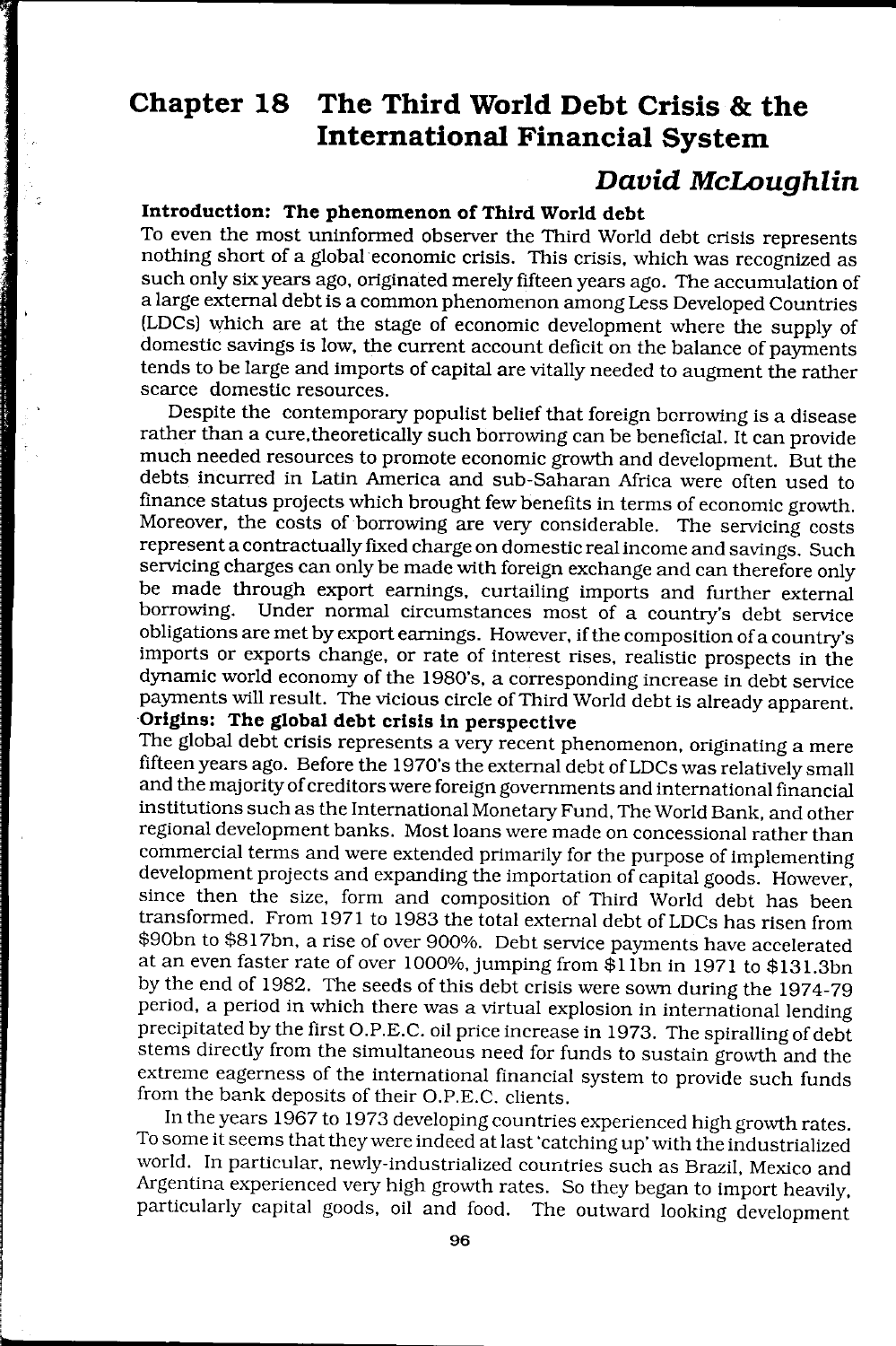# Chapter 18 The Third World Debt Crisis & the International Financial System

***David McLoughlin***

### Introduction: The phenomenon of Third World debt

To even the most uninformed observer the Third World debt crisis represents nothing short of a global economic crisis. This crisis, which was recognized as such only six years ago, originated merely fifteen years ago. The accumulation of a large external debt is a common phenomenon among Less Developed Countries (LDCs) which are at the stage of economic development where the supply of domestic savings is low, the current account deficit on the balance of payments tends to be large and imports of capital are vitally needed to augment the rather scarce domestic resources.

Despite the contemporary populist belief that foreign borrowing is a disease rather than a cure,theoretically such borrowing can be beneficial. It can provide much needed resources to promote economic growth and development. But the debts incurred in Latin America and sub-Saharan Africa were often used to finance status projects which brought few benefits in terms of economic growth. Moreover, the costs of borrowing are very considerable. The servicing costs represent a contractually fixed charge on domestic real income and savings. Such servicing charges can only be made with foreign exchange and can therefore only be made through export earnings, curtailing imports and further external borrowing. Under normal circumstances most of a country's debt service obligations are met by export earnings. However, if the composition of a country's imports or exports change, or rate of interest rises, realistic prospects in the dynamic world economy of the 1980's, a corresponding increase in debt service payments will result. The vicious circle of Third World debt is already apparent.

### Origins: The global debt crisis in perspective

The global debt crisis represents a very recent phenomenon, originating a mere fifteen years ago. Before the 1970's the external debt of LDCs was relatively small and the majority of creditors were foreign governments and international financial institutions such as the International Monetary Fund, The World Bank, and other regional development banks. Most loans were made on concessional rather than commercial terms and were extended primarily for the purpose of implementing development projects and expanding the importation of capital goods. However, since then the size, form and composition of Third World debt has been transformed. From 1971 to 1983 the total external debt of LDCs has risen from \$90bn to \$817bn, a rise of over 900%. Debt service payments have accelerated at an even faster rate of over 1000%, jumping from \$11bn in 1971 to \$131.3bn by the end of 1982. The seeds of this debt crisis were sown during the 1974-79 period, a period in which there was a virtual explosion in international lending precipitated by the first O.P.E.C. oil price increase in 1973. The spiralling of debt stems directly from the simultaneous need for funds to sustain growth and the extreme eagerness of the international financial system to provide such funds from the bank deposits of their O.P.E.C. clients.

In the years 1967 to 1973 developing countries experienced high growth rates. To some it seems that they were indeed at last 'catching up' with the industrialized world. In particular, newly-industrialized countries such as Brazil, Mexico and Argentina experienced very high growth rates. So they began to import heavily, particularly capital goods, oil and food. The outward looking development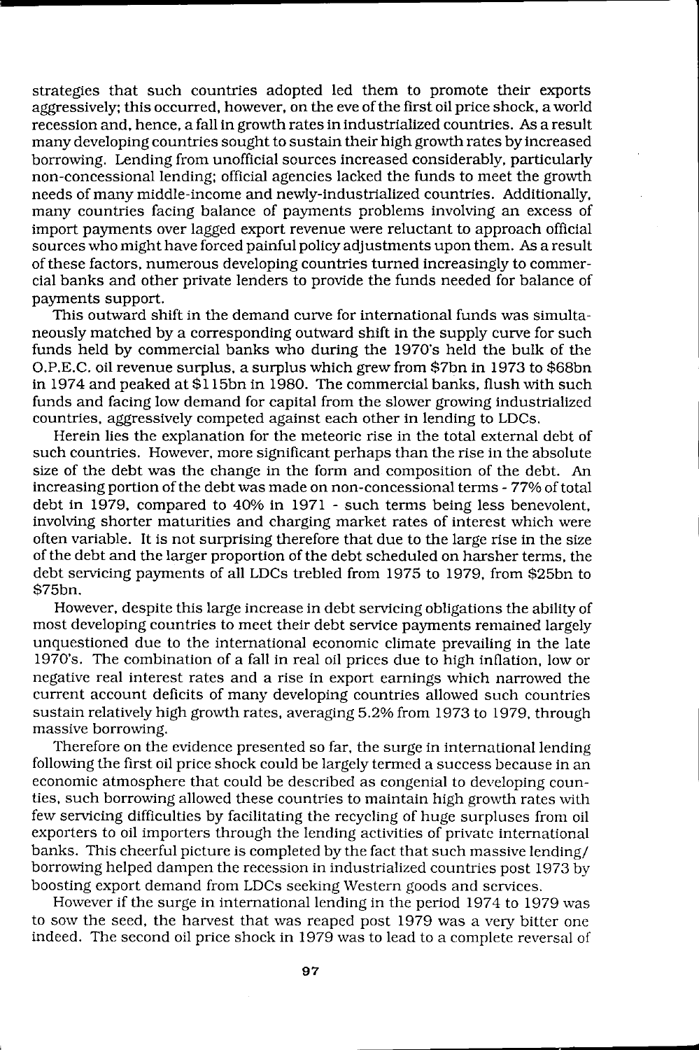strategies that such countries adopted led them to promote their exports aggressively; this occurred, however, on the eve of the first oil price shock, a world recession and, hence, a fall in growth rates in industrialized countries. As a result many developing countries sought to sustain their high growth rates by increased borrowing. Lending from unofficial sources increased considerably, particularly non-concessional lending; official agencies lacked the funds to meet the growth needs of many middle-income and newly-industrialized countries. Additionally, many countries facing balance of payments problems involving an excess of import payments over lagged export revenue were reluctant to approach official sources who might have forced painful policy adjustments upon them. As a result of these factors, numerous developing countries turned increasingly to commercial banks and other private lenders to provide the funds needed for balance of payments support.

This outward shift in the demand curve for international funds was simultaneously matched by a corresponding outward shift in the supply curve for such funds held by commercial banks who during the 1970's held the bulk of the O.P.E.C. oil revenue surplus, a surplus which grew from \$7bn in 1973 to \$68bn in 1974 and peaked at \$115bn in 1980. The commercial banks, flush with such funds and facing low demand for capital from the slower growing industrialized countries, aggressively competed against each other in lending to LDCs.

Herein lies the explanation for the meteoric rise in the total external debt of such countries. However, more significant perhaps than the rise in the absolute size of the debt was the change in the form and composition of the debt. An increasing portion of the debt was made on non-concessional terms - 77% of total debt in 1979, compared to 40% in 1971 - such terms being less benevolent, involving shorter maturities and charging market rates of interest which were often variable. It is not surprising therefore that due to the large rise in the size of the debt and the larger proportion of the debt scheduled on harsher terms, the debt servicing payments of all LDCs trebled from 1975 to 1979, from \$25bn to \$75bn.

However, despite this large increase in debt servicing obligations the ability of most developing countries to meet their debt service payments remained largely unquestioned due to the international economic climate prevailing in the late 1970's. The combination of a fall in real oil prices due to high inflation, low or negative real interest rates and a rise in export earnings which narrowed the current account deficits of many developing countries allowed such countries sustain relatively high growth rates, averaging 5.2% from 1973 to 1979, through massive borrowing.

Therefore on the evidence presented so far, the surge in international lending following the first oil price shock could be largely termed a success because in an economic atmosphere that could be described as congenial to developing counties, such borrowing allowed these countries to maintain high growth rates with few servicing difficulties by facilitating the recycling of huge surpluses from oil exporters to oil importers through the lending activities of private international banks. This cheerful picture is completed by the fact that such massive lending/borrowing helped dampen the recession in industrialized countries post 1973 by boosting export demand from LDCs seeking Western goods and services.

However if the surge in international lending in the period 1974 to 1979 was to sow the seed, the harvest that was reaped post 1979 was a very bitter one indeed. The second oil price shock in 1979 was to lead to a complete reversal of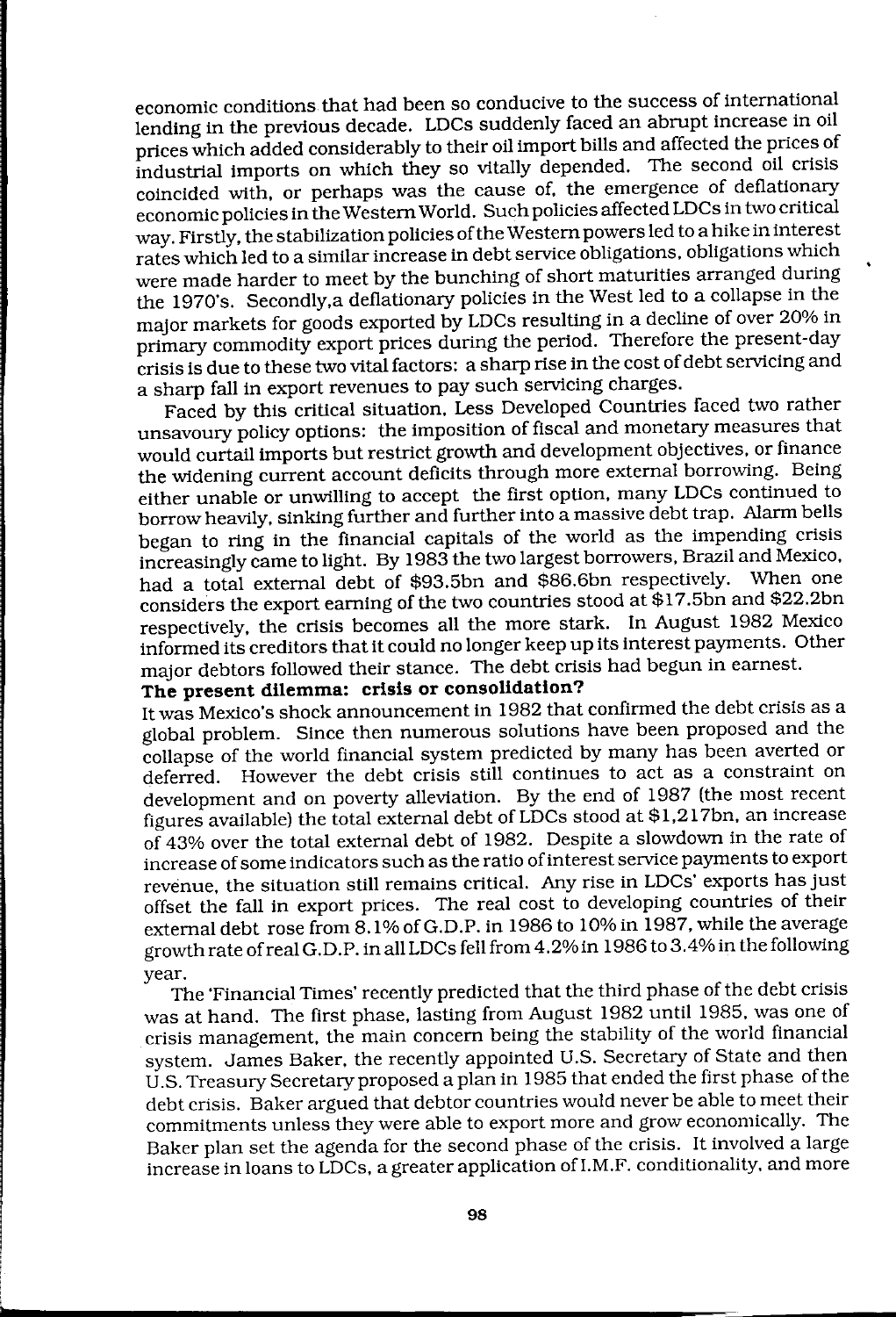economic conditions that had been so conducive to the success of international lending in the previous decade. LDCs suddenly faced an abrupt increase in oil prices which added considerably to their oil import bills and affected the prices of industrial imports on which they so vitally depended. The second oil crisis coincided with, or perhaps was the cause of, the emergence of deflationary economic policies in the Western World. Such policies affected LDCs in two critical way. Firstly, the stabilization policies of the Western powers led to a hike in interest rates which led to a similar increase in debt service obligations, obligations which were made harder to meet by the bunching of short maturities arranged during the 1970's. Secondly,a deflationary policies in the West led to a collapse in the major markets for goods exported by LDCs resulting in a decline of over 20% in primary commodity export prices during the period. Therefore the present-day crisis is due to these two vital factors: a sharp rise in the cost of debt servicing and a sharp fall in export revenues to pay such servicing charges.

Faced by this critical situation, Less Developed Countries faced two rather unsavoury policy options: the imposition of fiscal and monetary measures that would curtail imports but restrict growth and development objectives, or finance the widening current account deficits through more external borrowing. Being either unable or unwilling to accept the first option, many LDCs continued to borrow heavily, sinking further and further into a massive debt trap. Alarm bells began to ring in the financial capitals of the world as the impending crisis increasingly came to light. By 1983 the two largest borrowers, Brazil and Mexico, had a total external debt of $93.5bn and $86.6bn respectively. When one considers the export earning of the two countries stood at $17.5bn and $22.2bn respectively, the crisis becomes all the more stark. In August 1982 Mexico informed its creditors that it could no longer keep up its interest payments. Other major debtors followed their stance. The debt crisis had begun in earnest.

**The present dilemma: crisis or consolidation?**

It was Mexico's shock announcement in 1982 that confirmed the debt crisis as a global problem. Since then numerous solutions have been proposed and the collapse of the world financial system predicted by many has been averted or deferred. However the debt crisis still continues to act as a constraint on development and on poverty alleviation. By the end of 1987 (the most recent figures available) the total external debt of LDCs stood at $1,217bn, an increase of 43% over the total external debt of 1982. Despite a slowdown in the rate of increase of some indicators such as the ratio of interest service payments to export revenue, the situation still remains critical. Any rise in LDCs' exports has just offset the fall in export prices. The real cost to developing countries of their external debt rose from 8.1% of G.D.P. in 1986 to 10% in 1987, while the average growth rate of real G.D.P. in all LDCs fell from 4.2% in 1986 to 3.4% in the following year.

The 'Financial Times' recently predicted that the third phase of the debt crisis was at hand. The first phase, lasting from August 1982 until 1985, was one of crisis management, the main concern being the stability of the world financial system. James Baker, the recently appointed U.S. Secretary of State and then U.S. Treasury Secretary proposed a plan in 1985 that ended the first phase of the debt crisis. Baker argued that debtor countries would never be able to meet their commitments unless they were able to export more and grow economically. The Baker plan set the agenda for the second phase of the crisis. It involved a large increase in loans to LDCs, a greater application of I.M.F. conditionality, and more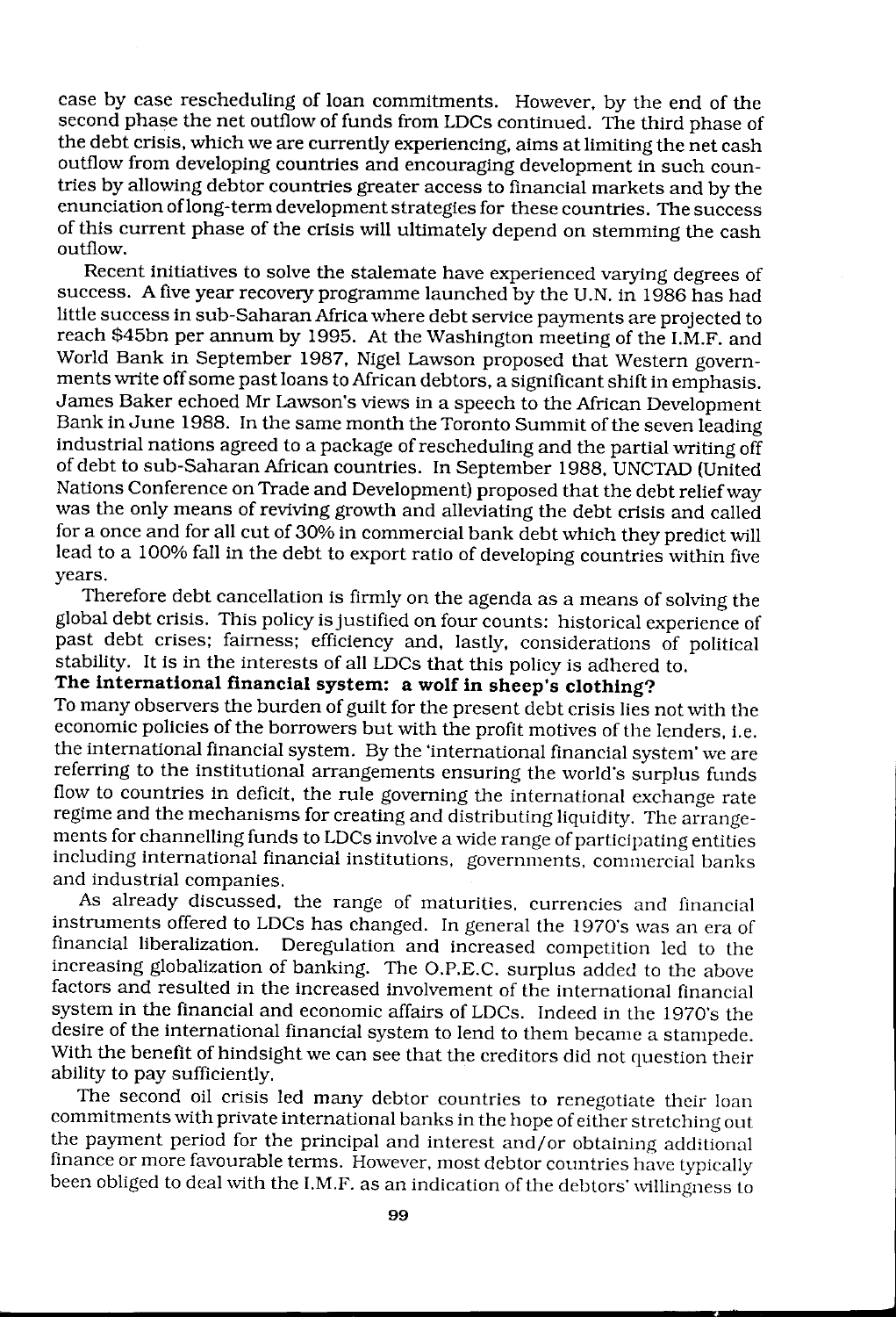case by case rescheduling of loan commitments. However, by the end of the second phase the net outflow of funds from LDCs continued. The third phase of the debt crisis, which we are currently experiencing, aims at limiting the net cash outflow from developing countries and encouraging development in such countries by allowing debtor countries greater access to financial markets and by the enunciation of long-term development strategies for these countries. The success of this current phase of the crisis will ultimately depend on stemming the cash outflow.

Recent initiatives to solve the stalemate have experienced varying degrees of success. A five year recovery programme launched by the U.N. in 1986 has had little success in sub-Saharan Africa where debt service payments are projected to reach $45bn per annum by 1995. At the Washington meeting of the I.M.F. and World Bank in September 1987, Nigel Lawson proposed that Western governments write off some past loans to African debtors, a significant shift in emphasis. James Baker echoed Mr Lawson's views in a speech to the African Development Bank in June 1988. In the same month the Toronto Summit of the seven leading industrial nations agreed to a package of rescheduling and the partial writing off of debt to sub-Saharan African countries. In September 1988, UNCTAD (United Nations Conference on Trade and Development) proposed that the debt relief way was the only means of reviving growth and alleviating the debt crisis and called for a once and for all cut of 30% in commercial bank debt which they predict will lead to a 100% fall in the debt to export ratio of developing countries within five years.

Therefore debt cancellation is firmly on the agenda as a means of solving the global debt crisis. This policy is justified on four counts: historical experience of past debt crises; fairness; efficiency and, lastly, considerations of political stability. It is in the interests of all LDCs that this policy is adhered to.

**The international financial system: a wolf in sheep's clothing?**

To many observers the burden of guilt for the present debt crisis lies not with the economic policies of the borrowers but with the profit motives of the lenders, i.e. the international financial system. By the 'international financial system' we are referring to the institutional arrangements ensuring the world's surplus funds flow to countries in deficit, the rule governing the international exchange rate regime and the mechanisms for creating and distributing liquidity. The arrangements for channelling funds to LDCs involve a wide range of participating entities including international financial institutions, governments, commercial banks and industrial companies.

As already discussed, the range of maturities, currencies and financial instruments offered to LDCs has changed. In general the 1970's was an era of financial liberalization. Deregulation and increased competition led to the increasing globalization of banking. The O.P.E.C. surplus added to the above factors and resulted in the increased involvement of the international financial system in the financial and economic affairs of LDCs. Indeed in the 1970's the desire of the international financial system to lend to them became a stampede. With the benefit of hindsight we can see that the creditors did not question their ability to pay sufficiently.

The second oil crisis led many debtor countries to renegotiate their loan commitments with private international banks in the hope of either stretching out the payment period for the principal and interest and/or obtaining additional finance or more favourable terms. However, most debtor countries have typically been obliged to deal with the I.M.F. as an indication of the debtors' willingness to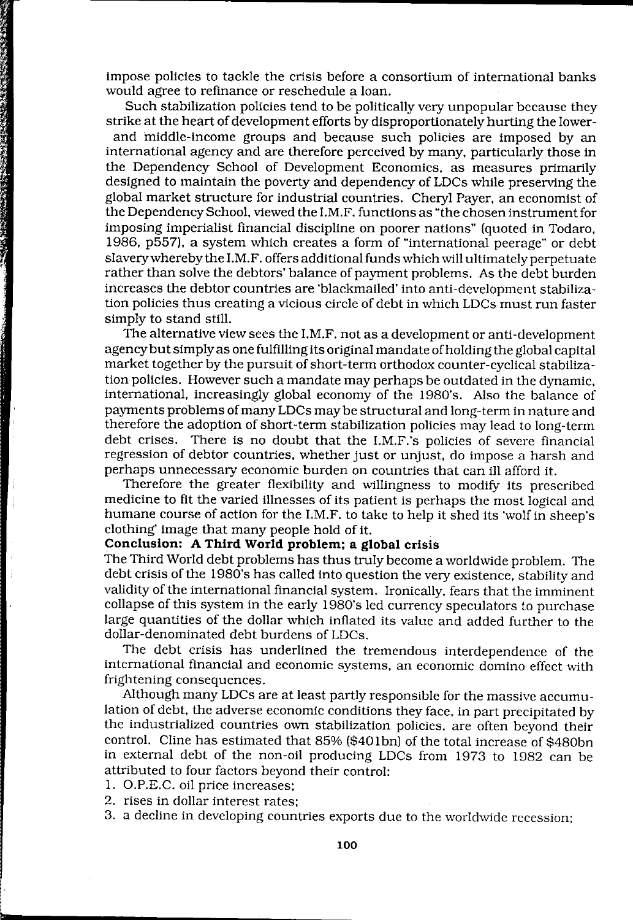impose policies to tackle the crisis before a consortium of international banks would agree to refinance or reschedule a loan.

Such stabilization policies tend to be politically very unpopular because they strike at the heart of development efforts by disproportionately hurting the lower- and middle-income groups and because such policies are imposed by an international agency and are therefore perceived by many, particularly those in the Dependency School of Development Economics, as measures primarily designed to maintain the poverty and dependency of LDCs while preserving the global market structure for industrial countries. Cheryl Payer, an economist of the Dependency School, viewed the I.M.F. functions as "the chosen instrument for imposing imperialist financial discipline on poorer nations" (quoted in Todaro, 1986, p557), a system which creates a form of "international peerage" or debt slavery whereby the I.M.F. offers additional funds which will ultimately perpetuate rather than solve the debtors' balance of payment problems. As the debt burden increases the debtor countries are 'blackmailed' into anti-development stabilization policies thus creating a vicious circle of debt in which LDCs must run faster simply to stand still.

The alternative view sees the I.M.F. not as a development or anti-development agency but simply as one fulfilling its original mandate of holding the global capital market together by the pursuit of short-term orthodox counter-cyclical stabilization policies. However such a mandate may perhaps be outdated in the dynamic, international, increasingly global economy of the 1980's. Also the balance of payments problems of many LDCs may be structural and long-term in nature and therefore the adoption of short-term stabilization policies may lead to long-term debt crises. There is no doubt that the I.M.F.'s policies of severe financial regression of debtor countries, whether just or unjust, do impose a harsh and perhaps unnecessary economic burden on countries that can ill afford it.

Therefore the greater flexibility and willingness to modify its prescribed medicine to fit the varied illnesses of its patient is perhaps the most logical and humane course of action for the I.M.F. to take to help it shed its 'wolf in sheep's clothing' image that many people hold of it.

**Conclusion: A Third World problem; a global crisis**

The Third World debt problems has thus truly become a worldwide problem. The debt crisis of the 1980's has called into question the very existence, stability and validity of the international financial system. Ironically, fears that the imminent collapse of this system in the early 1980's led currency speculators to purchase large quantities of the dollar which inflated its value and added further to the dollar-denominated debt burdens of LDCs.

The debt crisis has underlined the tremendous interdependence of the international financial and economic systems, an economic domino effect with frightening consequences.

Although many LDCs are at least partly responsible for the massive accumulation of debt, the adverse economic conditions they face, in part precipitated by the industrialized countries own stabilization policies, are often beyond their control. Cline has estimated that 85% ($401bn) of the total increase of $480bn in external debt of the non-oil producing LDCs from 1973 to 1982 can be attributed to four factors beyond their control:

1. O.P.E.C. oil price increases;
2. rises in dollar interest rates;
3. a decline in developing countries exports due to the worldwide recession;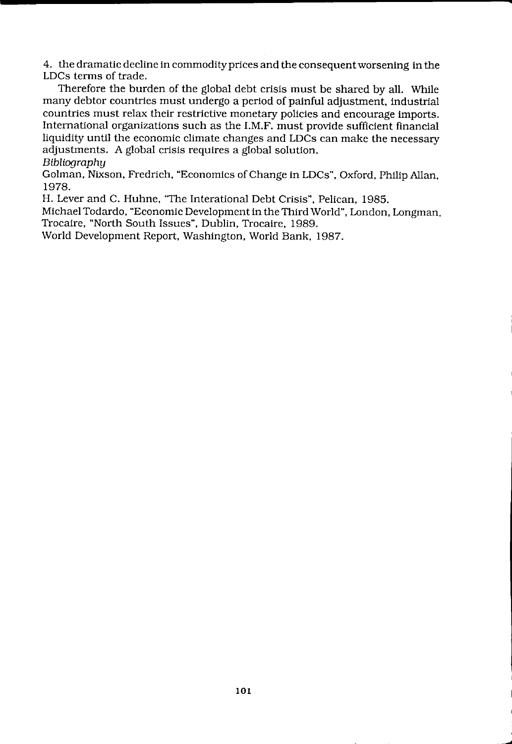4. the dramatic decline in commodity prices and the consequent worsening in the LDCs terms of trade.

Therefore the burden of the global debt crisis must be shared by all. While many debtor countries must undergo a period of painful adjustment, industrial countries must relax their restrictive monetary policies and encourage imports. International organizations such as the I.M.F. must provide sufficient financial liquidity until the economic climate changes and LDCs can make the necessary adjustments. A global crisis requires a global solution.

*Bibliography*

Golman, Nixson, Fredrich, "Economics of Change in LDCs", Oxford, Philip Allan, 1978.

H. Lever and C. Huhne, "The Interational Debt Crisis", Pelican, 1985.

Michael Todardo, "Economic Development in the Third World", London, Longman.

Trocaire, "North South Issues", Dublin, Trocaire, 1989.

World Development Report, Washington, World Bank, 1987.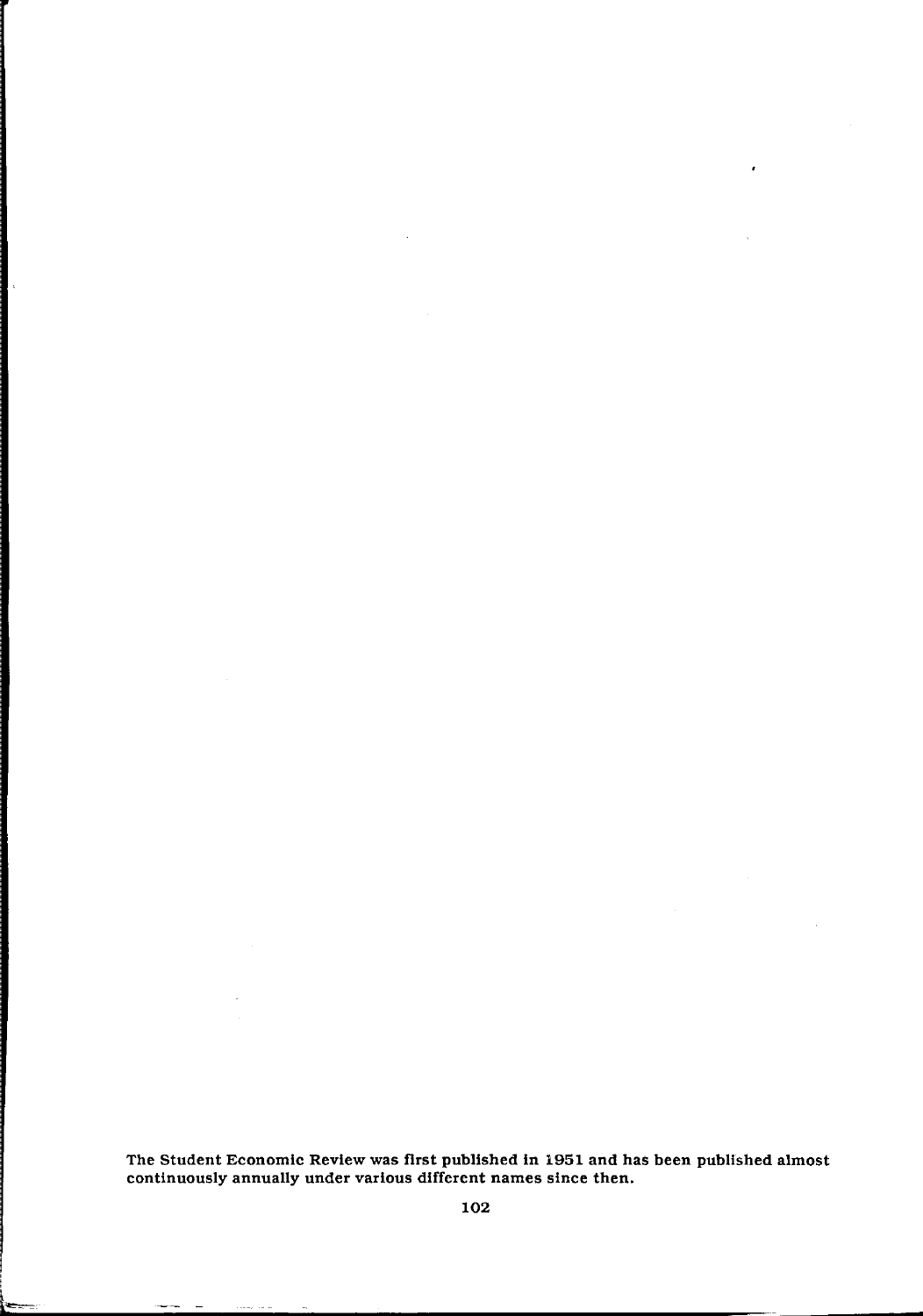The Student Economic Review was first published in 1951 and has been published almost continuously annually under various different names since then.